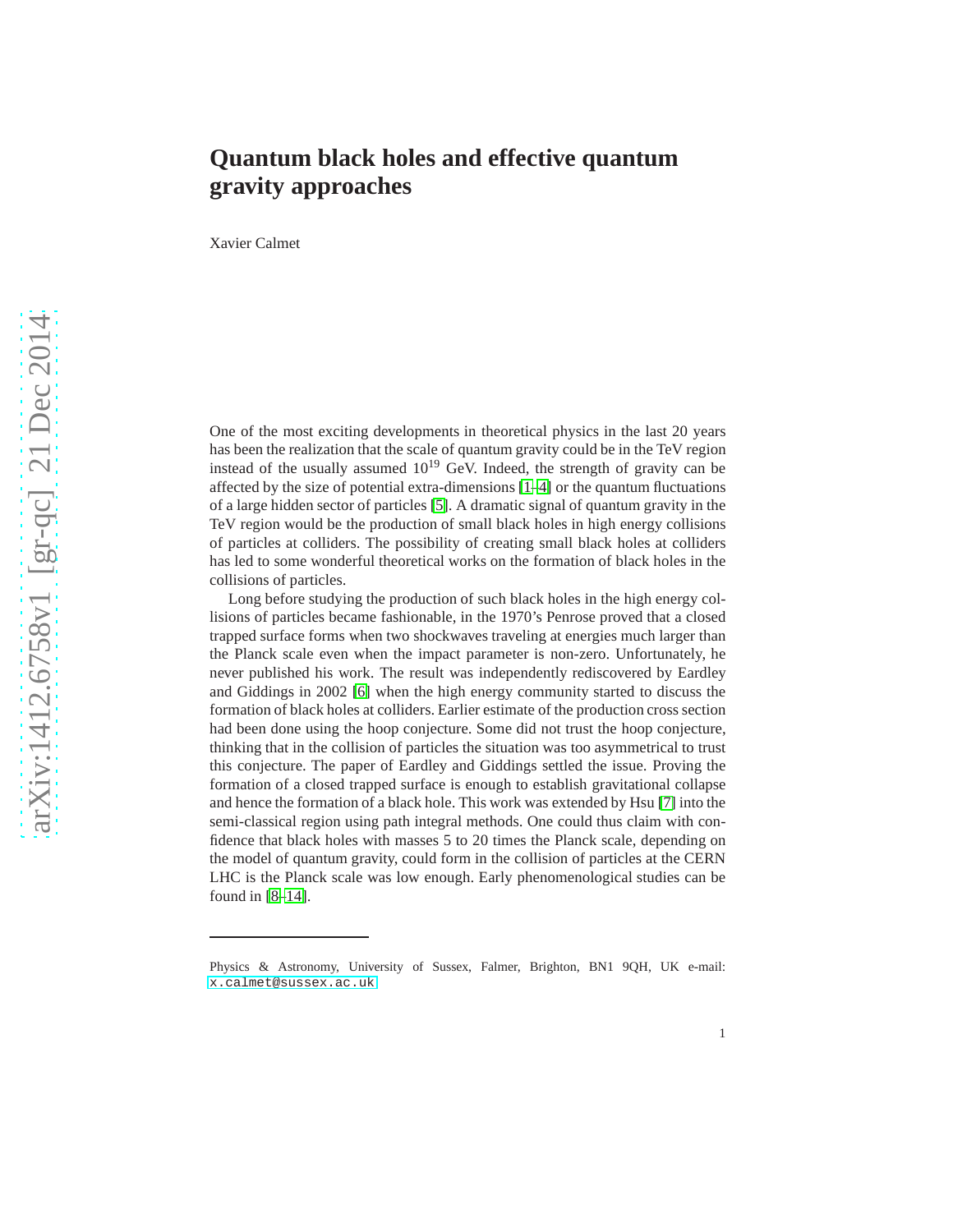# Quantum black holes and effective quantum gravity approaches

Xavier Calmet

One of the most exciting developments in theoretical physics in the last 20 years has been the realization that the scale of quantum gravity could be in the TeV region instead of the usually assumed $10^{19}$ GeV. Indeed, the strength of gravity can be affected by the size of potential extra-dimensions [1–4] or the quantum fluctuations of a large hidden sector of particles [5]. A dramatic signal of quantum gravity in the TeV region would be the production of small black holes in high energy collisions of particles at colliders. The possibility of creating small black holes at colliders has led to some wonderful theoretical works on the formation of black holes in the collisions of particles.

Long before studying the production of such black holes in the high energy collisions of particles became fashionable, in the 1970's Penrose proved that a closed trapped surface forms when two shockwaves traveling at energies much larger than the Planck scale even when the impact parameter is non-zero. Unfortunately, he never published his work. The result was independently rediscovered by Eardley and Giddings in 2002 [6] when the high energy community started to discuss the formation of black holes at colliders. Earlier estimate of the production cross section had been done using the hoop conjecture. Some did not trust the hoop conjecture, thinking that in the collision of particles the situation was too asymmetrical to trust this conjecture. The paper of Eardley and Giddings settled the issue. Proving the formation of a closed trapped surface is enough to establish gravitational collapse and hence the formation of a black hole. This work was extended by Hsu [7] into the semi-classical region using path integral methods. One could thus claim with confidence that black holes with masses 5 to 20 times the Planck scale, depending on the model of quantum gravity, could form in the collision of particles at the CERN LHC is the Planck scale was low enough. Early phenomenological studies can be found in [8–14].

---

Physics & Astronomy, University of Sussex, Falmer, Brighton, BN1 9QH, UK e-mail: x.calmet@sussex.ac.uk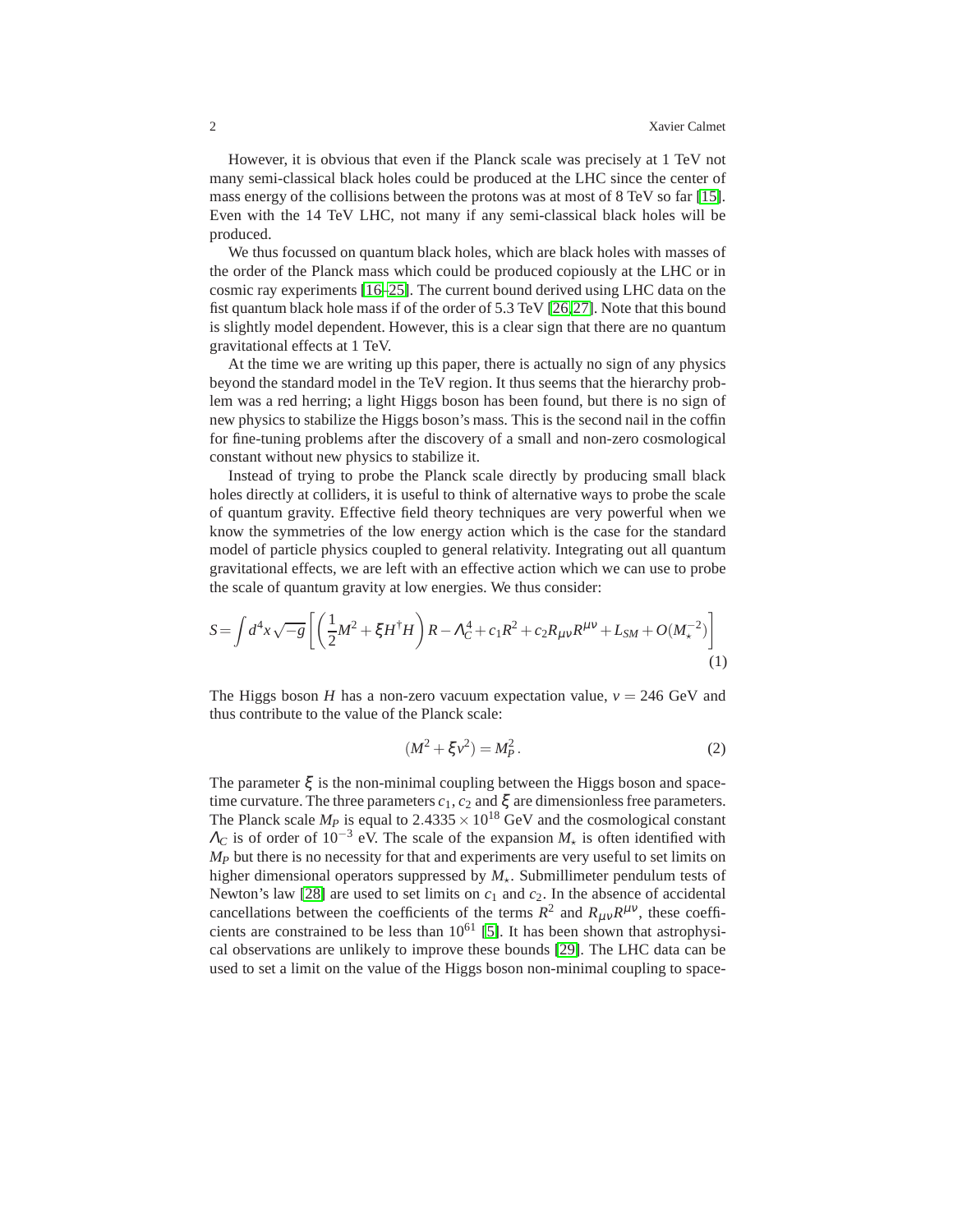However, it is obvious that even if the Planck scale was precisely at 1 TeV not many semi-classical black holes could be produced at the LHC since the center of mass energy of the collisions between the protons was at most of 8 TeV so far [15]. Even with the 14 TeV LHC, not many if any semi-classical black holes will be produced.

We thus focussed on quantum black holes, which are black holes with masses of the order of the Planck mass which could be produced copiously at the LHC or in cosmic ray experiments [16–25]. The current bound derived using LHC data on the fist quantum black hole mass if of the order of 5.3 TeV [26,27]. Note that this bound is slightly model dependent. However, this is a clear sign that there are no quantum gravitational effects at 1 TeV.

At the time we are writing up this paper, there is actually no sign of any physics beyond the standard model in the TeV region. It thus seems that the hierarchy problem was a red herring; a light Higgs boson has been found, but there is no sign of new physics to stabilize the Higgs boson's mass. This is the second nail in the coffin for fine-tuning problems after the discovery of a small and non-zero cosmological constant without new physics to stabilize it.

Instead of trying to probe the Planck scale directly by producing small black holes directly at colliders, it is useful to think of alternative ways to probe the scale of quantum gravity. Effective field theory techniques are very powerful when we know the symmetries of the low energy action which is the case for the standard model of particle physics coupled to general relativity. Integrating out all quantum gravitational effects, we are left with an effective action which we can use to probe the scale of quantum gravity at low energies. We thus consider:

$$S = \int d^4x \sqrt{-g} \left[ \left( \frac{1}{2} M^2 + \xi H^\dagger H \right) R - \Lambda_C^4 + c_1 R^2 + c_2 R_{\mu\nu} R^{\mu\nu} + L_{SM} + O(M_\star^{-2}) \right] \tag{1}$$

The Higgs boson $H$ has a non-zero vacuum expectation value, $v = 246$ GeV and thus contribute to the value of the Planck scale:

$$(M^2 + \xi v^2) = M_P^2 \,. \tag{2}$$

The parameter $\xi$ is the non-minimal coupling between the Higgs boson and space-time curvature. The three parameters $c_1$, $c_2$ and $\xi$ are dimensionless free parameters. The Planck scale $M_P$ is equal to $2.4335 \times 10^{18}$ GeV and the cosmological constant $\Lambda_C$ is of order of $10^{-3}$ eV. The scale of the expansion $M_\star$ is often identified with $M_P$ but there is no necessity for that and experiments are very useful to set limits on higher dimensional operators suppressed by $M_\star$. Submillimeter pendulum tests of Newton's law [28] are used to set limits on $c_1$ and $c_2$. In the absence of accidental cancellations between the coefficients of the terms $R^2$ and $R_{\mu\nu}R^{\mu\nu}$, these coefficients are constrained to be less than $10^{61}$ [5]. It has been shown that astrophysical observations are unlikely to improve these bounds [29]. The LHC data can be used to set a limit on the value of the Higgs boson non-minimal coupling to space-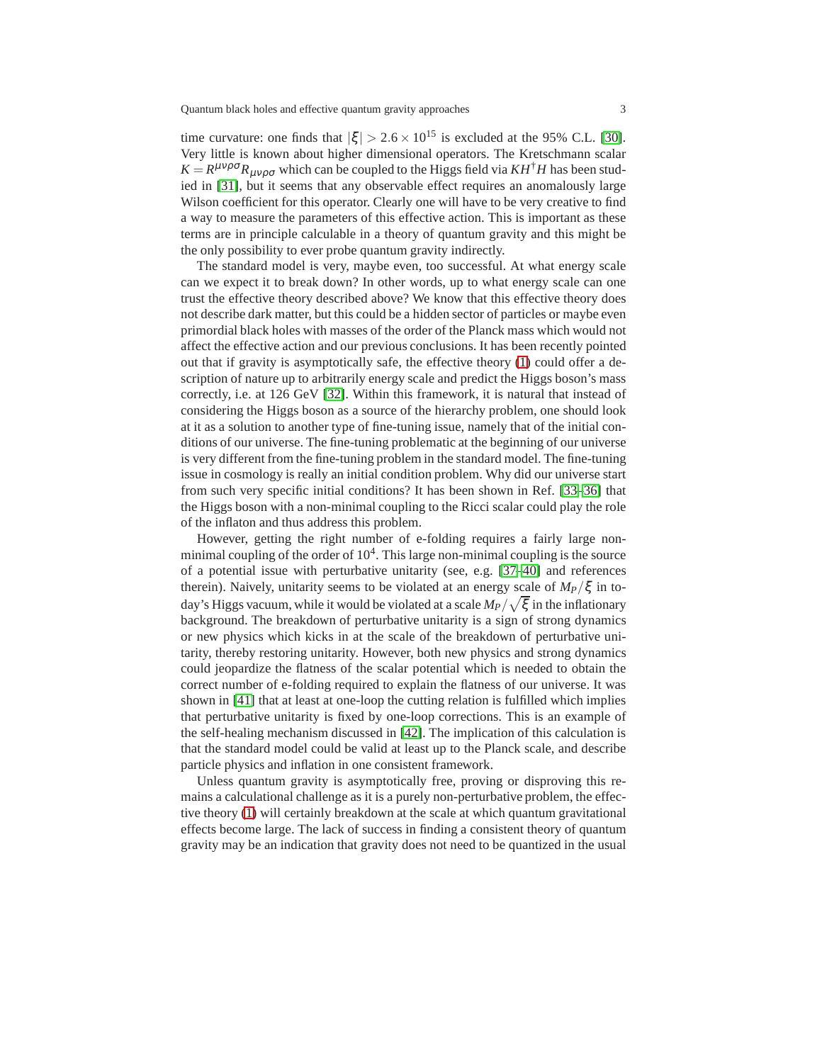time curvature: one finds that $|\xi| > 2.6 \times 10^{15}$ is excluded at the 95% C.L. [30]. Very little is known about higher dimensional operators. The Kretschmann scalar $K = R^{\mu\nu\rho\sigma}R_{\mu\nu\rho\sigma}$ which can be coupled to the Higgs field via $KH^\dagger H$ has been studied in [31], but it seems that any observable effect requires an anomalously large Wilson coefficient for this operator. Clearly one will have to be very creative to find a way to measure the parameters of this effective action. This is important as these terms are in principle calculable in a theory of quantum gravity and this might be the only possibility to ever probe quantum gravity indirectly.

The standard model is very, maybe even, too successful. At what energy scale can we expect it to break down? In other words, up to what energy scale can one trust the effective theory described above? We know that this effective theory does not describe dark matter, but this could be a hidden sector of particles or maybe even primordial black holes with masses of the order of the Planck mass which would not affect the effective action and our previous conclusions. It has been recently pointed out that if gravity is asymptotically safe, the effective theory (1) could offer a description of nature up to arbitrarily energy scale and predict the Higgs boson's mass correctly, i.e. at 126 GeV [32]. Within this framework, it is natural that instead of considering the Higgs boson as a source of the hierarchy problem, one should look at it as a solution to another type of fine-tuning issue, namely that of the initial conditions of our universe. The fine-tuning problematic at the beginning of our universe is very different from the fine-tuning problem in the standard model. The fine-tuning issue in cosmology is really an initial condition problem. Why did our universe start from such very specific initial conditions? It has been shown in Ref. [33–36] that the Higgs boson with a non-minimal coupling to the Ricci scalar could play the role of the inflaton and thus address this problem.

However, getting the right number of e-folding requires a fairly large non-minimal coupling of the order of $10^4$. This large non-minimal coupling is the source of a potential issue with perturbative unitarity (see, e.g. [37–40] and references therein). Naively, unitarity seems to be violated at an energy scale of $M_P/\xi$ in today's Higgs vacuum, while it would be violated at a scale $M_P/\sqrt{\xi}$ in the inflationary background. The breakdown of perturbative unitarity is a sign of strong dynamics or new physics which kicks in at the scale of the breakdown of perturbative unitarity, thereby restoring unitarity. However, both new physics and strong dynamics could jeopardize the flatness of the scalar potential which is needed to obtain the correct number of e-folding required to explain the flatness of our universe. It was shown in [41] that at least at one-loop the cutting relation is fulfilled which implies that perturbative unitarity is fixed by one-loop corrections. This is an example of the self-healing mechanism discussed in [42]. The implication of this calculation is that the standard model could be valid at least up to the Planck scale, and describe particle physics and inflation in one consistent framework.

Unless quantum gravity is asymptotically free, proving or disproving this remains a calculational challenge as it is a purely non-perturbative problem, the effective theory (1) will certainly breakdown at the scale at which quantum gravitational effects become large. The lack of success in finding a consistent theory of quantum gravity may be an indication that gravity does not need to be quantized in the usual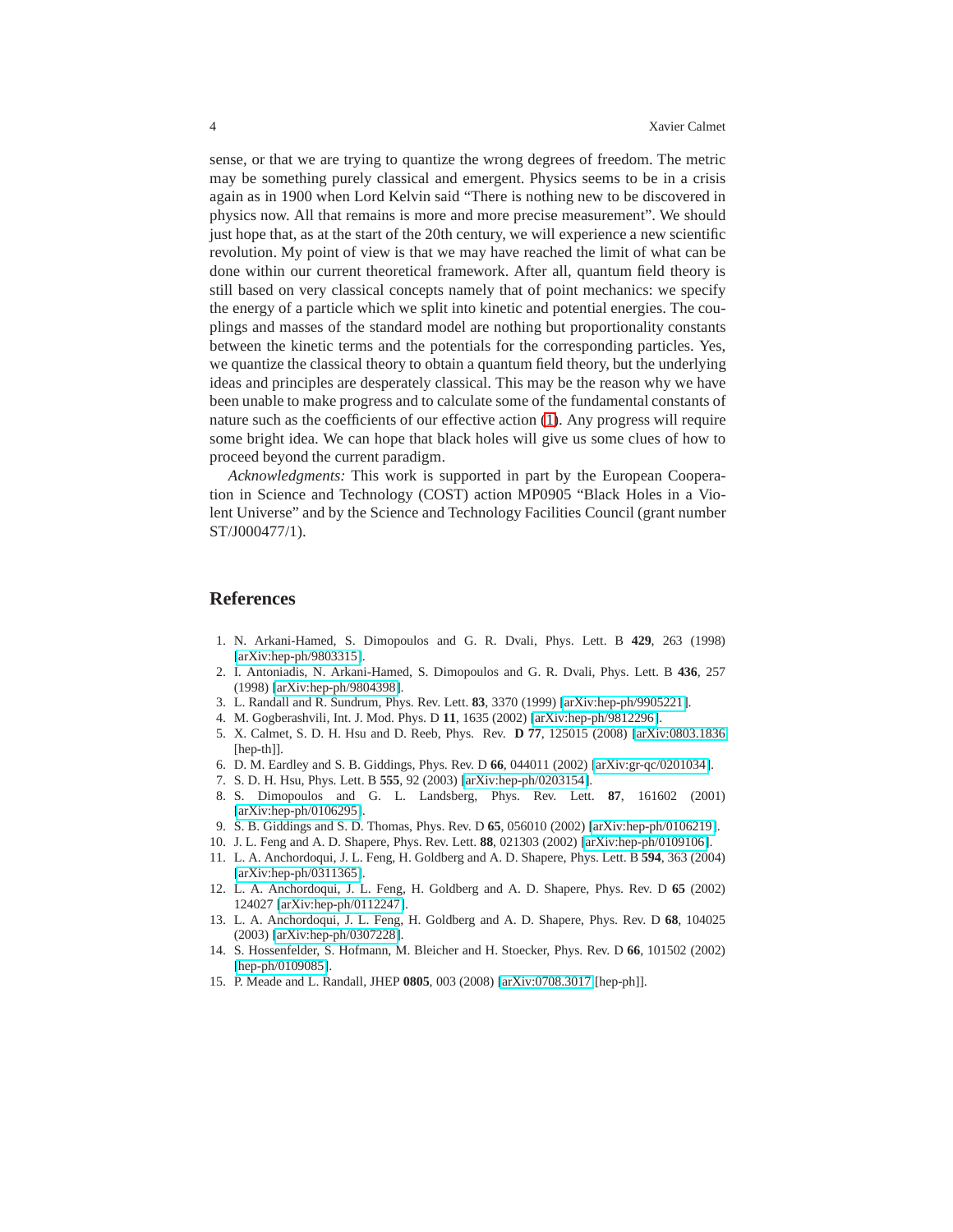sense, or that we are trying to quantize the wrong degrees of freedom. The metric may be something purely classical and emergent. Physics seems to be in a crisis again as in 1900 when Lord Kelvin said "There is nothing new to be discovered in physics now. All that remains is more and more precise measurement". We should just hope that, as at the start of the 20th century, we will experience a new scientific revolution. My point of view is that we may have reached the limit of what can be done within our current theoretical framework. After all, quantum field theory is still based on very classical concepts namely that of point mechanics: we specify the energy of a particle which we split into kinetic and potential energies. The couplings and masses of the standard model are nothing but proportionality constants between the kinetic terms and the potentials for the corresponding particles. Yes, we quantize the classical theory to obtain a quantum field theory, but the underlying ideas and principles are desperately classical. This may be the reason why we have been unable to make progress and to calculate some of the fundamental constants of nature such as the coefficients of our effective action (1). Any progress will require some bright idea. We can hope that black holes will give us some clues of how to proceed beyond the current paradigm.

*Acknowledgments:* This work is supported in part by the European Cooperation in Science and Technology (COST) action MP0905 "Black Holes in a Violent Universe" and by the Science and Technology Facilities Council (grant number ST/J000477/1).

## References

1. N. Arkani-Hamed, S. Dimopoulos and G. R. Dvali, Phys. Lett. B **429**, 263 (1998) [arXiv:hep-ph/9803315].
2. I. Antoniadis, N. Arkani-Hamed, S. Dimopoulos and G. R. Dvali, Phys. Lett. B **436**, 257 (1998) [arXiv:hep-ph/9804398].
3. L. Randall and R. Sundrum, Phys. Rev. Lett. **83**, 3370 (1999) [arXiv:hep-ph/9905221].
4. M. Gogberashvili, Int. J. Mod. Phys. D **11**, 1635 (2002) [arXiv:hep-ph/9812296].
5. X. Calmet, S. D. H. Hsu and D. Reeb, Phys. Rev. **D 77**, 125015 (2008) [arXiv:0803.1836 [hep-th]].
6. D. M. Eardley and S. B. Giddings, Phys. Rev. D **66**, 044011 (2002) [arXiv:gr-qc/0201034].
7. S. D. H. Hsu, Phys. Lett. B **555**, 92 (2003) [arXiv:hep-ph/0203154].
8. S. Dimopoulos and G. L. Landsberg, Phys. Rev. Lett. **87**, 161602 (2001) [arXiv:hep-ph/0106295].
9. S. B. Giddings and S. D. Thomas, Phys. Rev. D **65**, 056010 (2002) [arXiv:hep-ph/0106219].
10. J. L. Feng and A. D. Shapere, Phys. Rev. Lett. **88**, 021303 (2002) [arXiv:hep-ph/0109106].
11. L. A. Anchordoqui, J. L. Feng, H. Goldberg and A. D. Shapere, Phys. Lett. B **594**, 363 (2004) [arXiv:hep-ph/0311365].
12. L. A. Anchordoqui, J. L. Feng, H. Goldberg and A. D. Shapere, Phys. Rev. D **65** (2002) 124027 [arXiv:hep-ph/0112247].
13. L. A. Anchordoqui, J. L. Feng, H. Goldberg and A. D. Shapere, Phys. Rev. D **68**, 104025 (2003) [arXiv:hep-ph/0307228].
14. S. Hossenfelder, S. Hofmann, M. Bleicher and H. Stoecker, Phys. Rev. D **66**, 101502 (2002) [hep-ph/0109085].
15. P. Meade and L. Randall, JHEP **0805**, 003 (2008) [arXiv:0708.3017 [hep-ph]].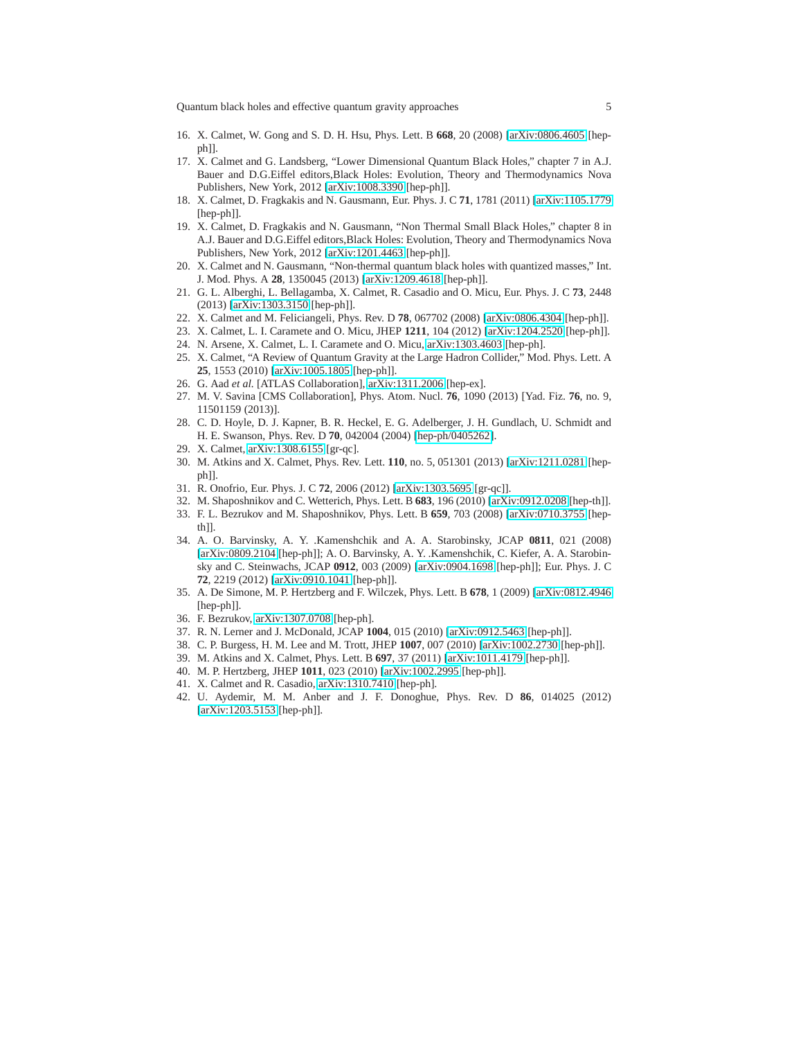16. X. Calmet, W. Gong and S. D. H. Hsu, Phys. Lett. B **668**, 20 (2008) [arXiv:0806.4605 [hep-ph]].
17. X. Calmet and G. Landsberg, "Lower Dimensional Quantum Black Holes," chapter 7 in A.J. Bauer and D.G.Eiffel editors,Black Holes: Evolution, Theory and Thermodynamics Nova Publishers, New York, 2012 [arXiv:1008.3390 [hep-ph]].
18. X. Calmet, D. Fragkakis and N. Gausmann, Eur. Phys. J. C **71**, 1781 (2011) [arXiv:1105.1779 [hep-ph]].
19. X. Calmet, D. Fragkakis and N. Gausmann, "Non Thermal Small Black Holes," chapter 8 in A.J. Bauer and D.G.Eiffel editors,Black Holes: Evolution, Theory and Thermodynamics Nova Publishers, New York, 2012 [arXiv:1201.4463 [hep-ph]].
20. X. Calmet and N. Gausmann, "Non-thermal quantum black holes with quantized masses," Int. J. Mod. Phys. A **28**, 1350045 (2013) [arXiv:1209.4618 [hep-ph]].
21. G. L. Alberghi, L. Bellagamba, X. Calmet, R. Casadio and O. Micu, Eur. Phys. J. C **73**, 2448 (2013) [arXiv:1303.3150 [hep-ph]].
22. X. Calmet and M. Feliciangeli, Phys. Rev. D **78**, 067702 (2008) [arXiv:0806.4304 [hep-ph]].
23. X. Calmet, L. I. Caramete and O. Micu, JHEP **1211**, 104 (2012) [arXiv:1204.2520 [hep-ph]].
24. N. Arsene, X. Calmet, L. I. Caramete and O. Micu, arXiv:1303.4603 [hep-ph].
25. X. Calmet, "A Review of Quantum Gravity at the Large Hadron Collider," Mod. Phys. Lett. A **25**, 1553 (2010) [arXiv:1005.1805 [hep-ph]].
26. G. Aad *et al.* [ATLAS Collaboration], arXiv:1311.2006 [hep-ex].
27. M. V. Savina [CMS Collaboration], Phys. Atom. Nucl. **76**, 1090 (2013) [Yad. Fiz. **76**, no. 9, 11501159 (2013)].
28. C. D. Hoyle, D. J. Kapner, B. R. Heckel, E. G. Adelberger, J. H. Gundlach, U. Schmidt and H. E. Swanson, Phys. Rev. D **70**, 042004 (2004) [hep-ph/0405262].
29. X. Calmet, arXiv:1308.6155 [gr-qc].
30. M. Atkins and X. Calmet, Phys. Rev. Lett. **110**, no. 5, 051301 (2013) [arXiv:1211.0281 [hep-ph]].
31. R. Onofrio, Eur. Phys. J. C **72**, 2006 (2012) [arXiv:1303.5695 [gr-qc]].
32. M. Shaposhnikov and C. Wetterich, Phys. Lett. B **683**, 196 (2010) [arXiv:0912.0208 [hep-th]].
33. F. L. Bezrukov and M. Shaposhnikov, Phys. Lett. B **659**, 703 (2008) [arXiv:0710.3755 [hep-th]].
34. A. O. Barvinsky, A. Y. .Kamenshchik and A. A. Starobinsky, JCAP **0811**, 021 (2008) [arXiv:0809.2104 [hep-ph]]; A. O. Barvinsky, A. Y. .Kamenshchik, C. Kiefer, A. A. Starobinsky and C. Steinwachs, JCAP **0912**, 003 (2009) [arXiv:0904.1698 [hep-ph]]; Eur. Phys. J. C **72**, 2219 (2012) [arXiv:0910.1041 [hep-ph]].
35. A. De Simone, M. P. Hertzberg and F. Wilczek, Phys. Lett. B **678**, 1 (2009) [arXiv:0812.4946 [hep-ph]].
36. F. Bezrukov, arXiv:1307.0708 [hep-ph].
37. R. N. Lerner and J. McDonald, JCAP **1004**, 015 (2010) [arXiv:0912.5463 [hep-ph]].
38. C. P. Burgess, H. M. Lee and M. Trott, JHEP **1007**, 007 (2010) [arXiv:1002.2730 [hep-ph]].
39. M. Atkins and X. Calmet, Phys. Lett. B **697**, 37 (2011) [arXiv:1011.4179 [hep-ph]].
40. M. P. Hertzberg, JHEP **1011**, 023 (2010) [arXiv:1002.2995 [hep-ph]].
41. X. Calmet and R. Casadio, arXiv:1310.7410 [hep-ph].
42. U. Aydemir, M. M. Anber and J. F. Donoghue, Phys. Rev. D **86**, 014025 (2012) [arXiv:1203.5153 [hep-ph]].